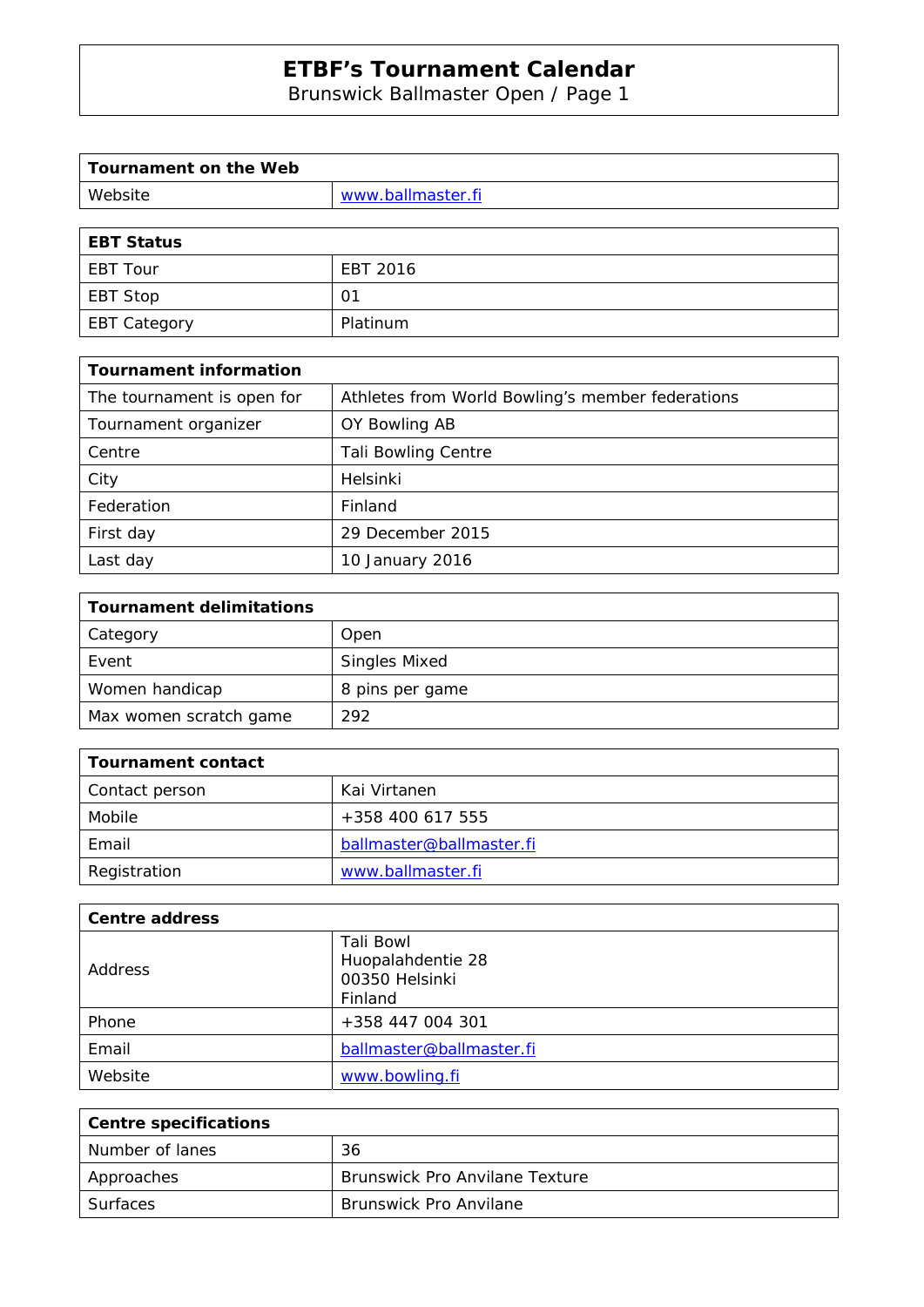# ETBF's Tournament Calendar

Brunswick Ballmaster Open / Page 1

| Tournament on the Web | |
|---|---|
| Website | www.ballmaster.fi |

| EBT Status | |
|---|---|
| EBT Tour | EBT 2016 |
| EBT Stop | 01 |
| EBT Category | Platinum |

| Tournament information | |
|---|---|
| The tournament is open for | Athletes from World Bowling's member federations |
| Tournament organizer | OY Bowling AB |
| Centre | Tali Bowling Centre |
| City | Helsinki |
| Federation | Finland |
| First day | 29 December 2015 |
| Last day | 10 January 2016 |

| Tournament delimitations | |
|---|---|
| Category | Open |
| Event | Singles Mixed |
| Women handicap | 8 pins per game |
| Max women scratch game | 292 |

| Tournament contact | |
|---|---|
| Contact person | Kai Virtanen |
| Mobile | +358 400 617 555 |
| Email | ballmaster@ballmaster.fi |
| Registration | www.ballmaster.fi |

| Centre address | |
|---|---|
| Address | Tali Bowl<br>Huopalahdentie 28<br>00350 Helsinki<br>Finland |
| Phone | +358 447 004 301 |
| Email | ballmaster@ballmaster.fi |
| Website | www.bowling.fi |

| Centre specifications | |
|---|---|
| Number of lanes | 36 |
| Approaches | Brunswick Pro Anvilane Texture |
| Surfaces | Brunswick Pro Anvilane |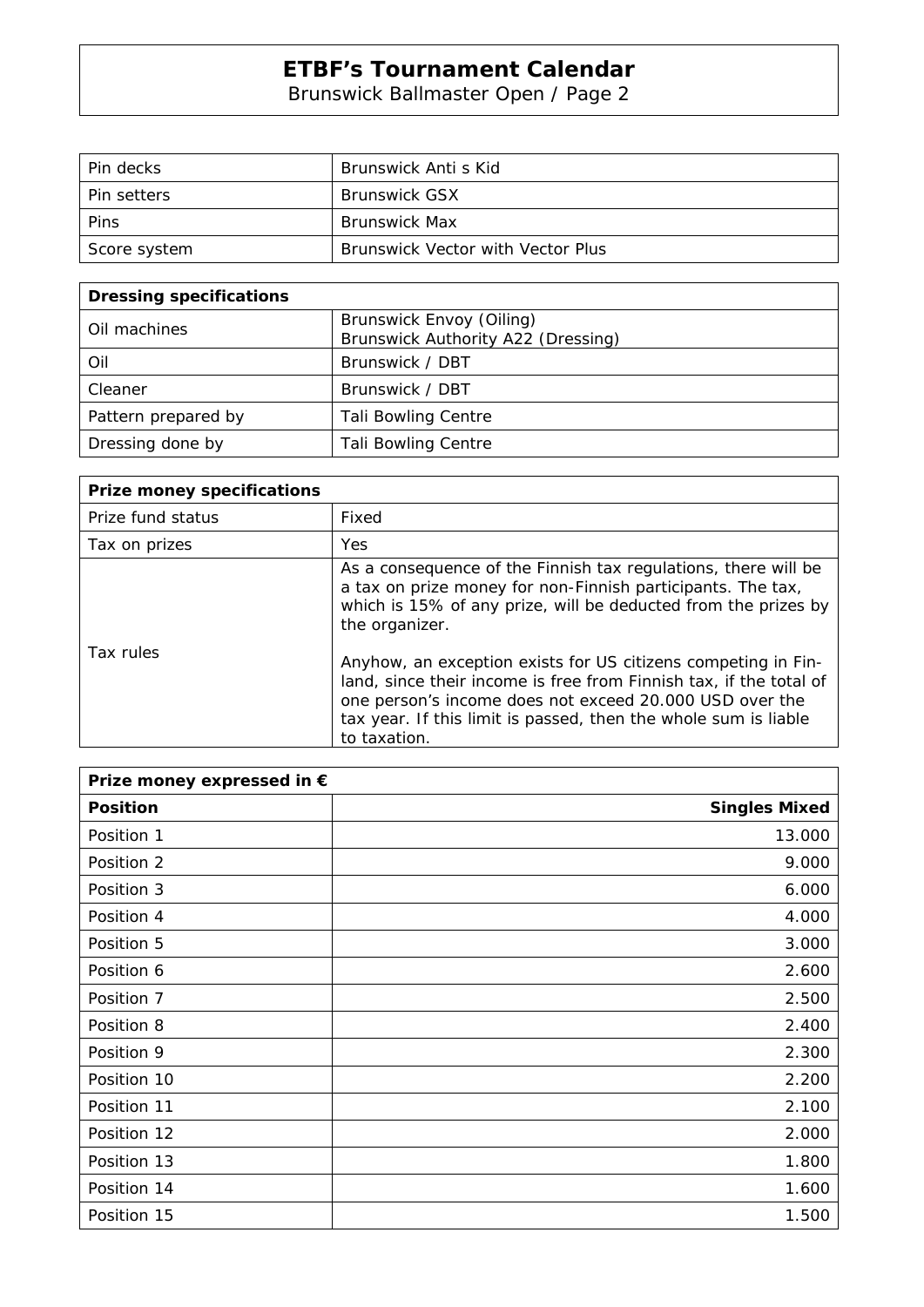# ETBF's Tournament Calendar

Brunswick Ballmaster Open / Page 2

| | |
|---|---|
| Pin decks | Brunswick Anti s Kid |
| Pin setters | Brunswick GSX |
| Pins | Brunswick Max |
| Score system | Brunswick Vector with Vector Plus |

| **Dressing specifications** | |
|---|---|
| Oil machines | Brunswick Envoy (Oiling)<br>Brunswick Authority A22 (Dressing) |
| Oil | Brunswick / DBT |
| Cleaner | Brunswick / DBT |
| Pattern prepared by | Tali Bowling Centre |
| Dressing done by | Tali Bowling Centre |

| **Prize money specifications** | |
|---|---|
| Prize fund status | Fixed |
| Tax on prizes | Yes |
| Tax rules | As a consequence of the Finnish tax regulations, there will be a tax on prize money for non-Finnish participants. The tax, which is 15% of any prize, will be deducted from the prizes by the organizer.<br><br>Anyhow, an exception exists for US citizens competing in Finland, since their income is free from Finnish tax, if the total of one person's income does not exceed 20.000 USD over the tax year. If this limit is passed, then the whole sum is liable to taxation. |

| **Prize money expressed in €** | |
|---|---:|
| **Position** | **Singles Mixed** |
| Position 1 | 13.000 |
| Position 2 | 9.000 |
| Position 3 | 6.000 |
| Position 4 | 4.000 |
| Position 5 | 3.000 |
| Position 6 | 2.600 |
| Position 7 | 2.500 |
| Position 8 | 2.400 |
| Position 9 | 2.300 |
| Position 10 | 2.200 |
| Position 11 | 2.100 |
| Position 12 | 2.000 |
| Position 13 | 1.800 |
| Position 14 | 1.600 |
| Position 15 | 1.500 |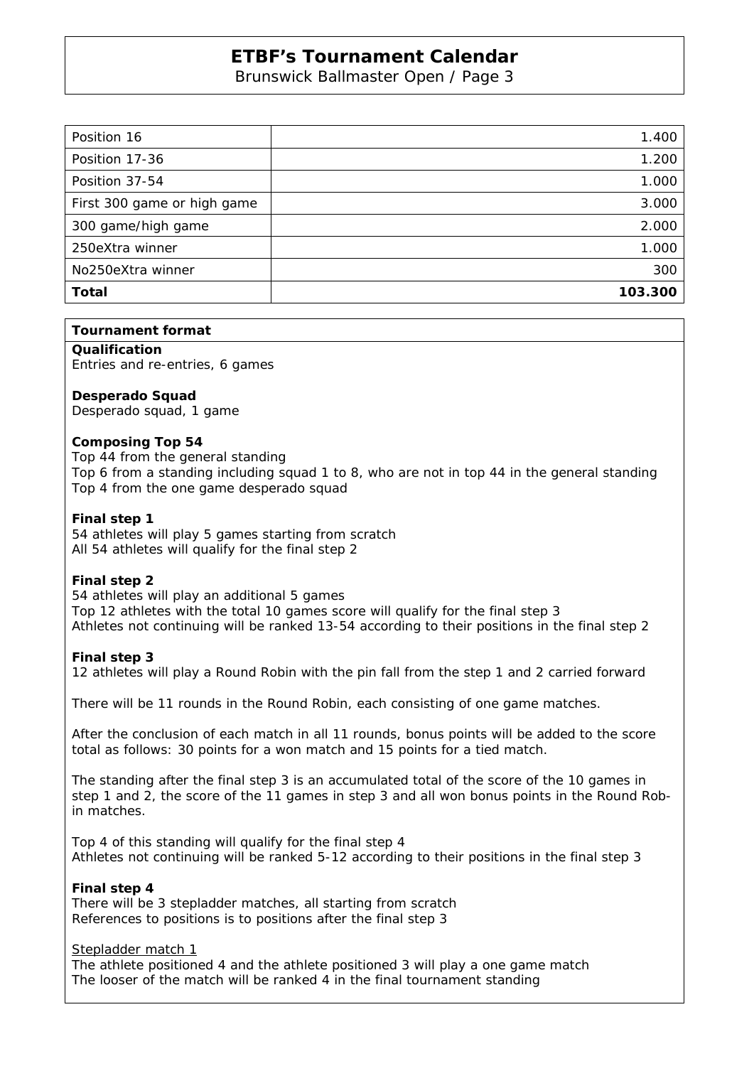| Position 16 | 1.400 |
|---|---|
| Position 17-36 | 1.200 |
| Position 37-54 | 1.000 |
| First 300 game or high game | 3.000 |
| 300 game/high game | 2.000 |
| 250eXtra winner | 1.000 |
| No250eXtra winner | 300 |
| **Total** | **103.300** |

**Tournament format**

**Qualification**
Entries and re-entries, 6 games

**Desperado Squad**
Desperado squad, 1 game

**Composing Top 54**
Top 44 from the general standing
Top 6 from a standing including squad 1 to 8, who are not in top 44 in the general standing
Top 4 from the one game desperado squad

**Final step 1**
54 athletes will play 5 games starting from scratch
All 54 athletes will qualify for the final step 2

**Final step 2**
54 athletes will play an additional 5 games
Top 12 athletes with the total 10 games score will qualify for the final step 3
Athletes not continuing will be ranked 13-54 according to their positions in the final step 2

**Final step 3**
12 athletes will play a Round Robin with the pin fall from the step 1 and 2 carried forward

There will be 11 rounds in the Round Robin, each consisting of one game matches.

After the conclusion of each match in all 11 rounds, bonus points will be added to the score total as follows: 30 points for a won match and 15 points for a tied match.

The standing after the final step 3 is an accumulated total of the score of the 10 games in step 1 and 2, the score of the 11 games in step 3 and all won bonus points in the Round Robin matches.

Top 4 of this standing will qualify for the final step 4
Athletes not continuing will be ranked 5-12 according to their positions in the final step 3

**Final step 4**
There will be 3 stepladder matches, all starting from scratch
References to positions is to positions after the final step 3

Stepladder match 1
The athlete positioned 4 and the athlete positioned 3 will play a one game match
The looser of the match will be ranked 4 in the final tournament standing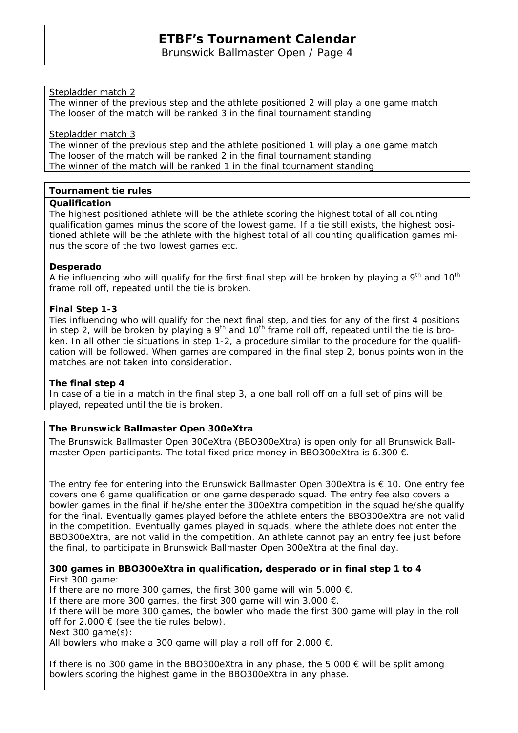Stepladder match 2

The winner of the previous step and the athlete positioned 2 will play a one game match
The looser of the match will be ranked 3 in the final tournament standing

Stepladder match 3

The winner of the previous step and the athlete positioned 1 will play a one game match
The looser of the match will be ranked 2 in the final tournament standing
The winner of the match will be ranked 1 in the final tournament standing

## Tournament tie rules

**Qualification**

The highest positioned athlete will be the athlete scoring the highest total of all counting qualification games minus the score of the lowest game. If a tie still exists, the highest positioned athlete will be the athlete with the highest total of all counting qualification games minus the score of the two lowest games etc.

**Desperado**

A tie influencing who will qualify for the first final step will be broken by playing a 9th and 10th frame roll off, repeated until the tie is broken.

**Final Step 1-3**

Ties influencing who will qualify for the next final step, and ties for any of the first 4 positions in step 2, will be broken by playing a 9th and 10th frame roll off, repeated until the tie is broken. In all other tie situations in step 1-2, a procedure similar to the procedure for the qualification will be followed. When games are compared in the final step 2, bonus points won in the matches are not taken into consideration.

**The final step 4**

In case of a tie in a match in the final step 3, a one ball roll off on a full set of pins will be played, repeated until the tie is broken.

## The Brunswick Ballmaster Open 300eXtra

The Brunswick Ballmaster Open 300eXtra (BBO300eXtra) is open only for all Brunswick Ballmaster Open participants. The total fixed price money in BBO300eXtra is 6.300 €.

The entry fee for entering into the Brunswick Ballmaster Open 300eXtra is € 10. One entry fee covers one 6 game qualification or one game desperado squad. The entry fee also covers a bowler games in the final if he/she enter the 300eXtra competition in the squad he/she qualify for the final. Eventually games played before the athlete enters the BBO300eXtra are not valid in the competition. Eventually games played in squads, where the athlete does not enter the BBO300eXtra, are not valid in the competition. An athlete cannot pay an entry fee just before the final, to participate in Brunswick Ballmaster Open 300eXtra at the final day.

**300 games in BBO300eXtra in qualification, desperado or in final step 1 to 4**

First 300 game:
If there are no more 300 games, the first 300 game will win 5.000 €.
If there are more 300 games, the first 300 game will win 3.000 €.
If there will be more 300 games, the bowler who made the first 300 game will play in the roll off for 2.000 € (see the tie rules below).
Next 300 game(s):
All bowlers who make a 300 game will play a roll off for 2.000 €.

If there is no 300 game in the BBO300eXtra in any phase, the 5.000 € will be split among bowlers scoring the highest game in the BBO300eXtra in any phase.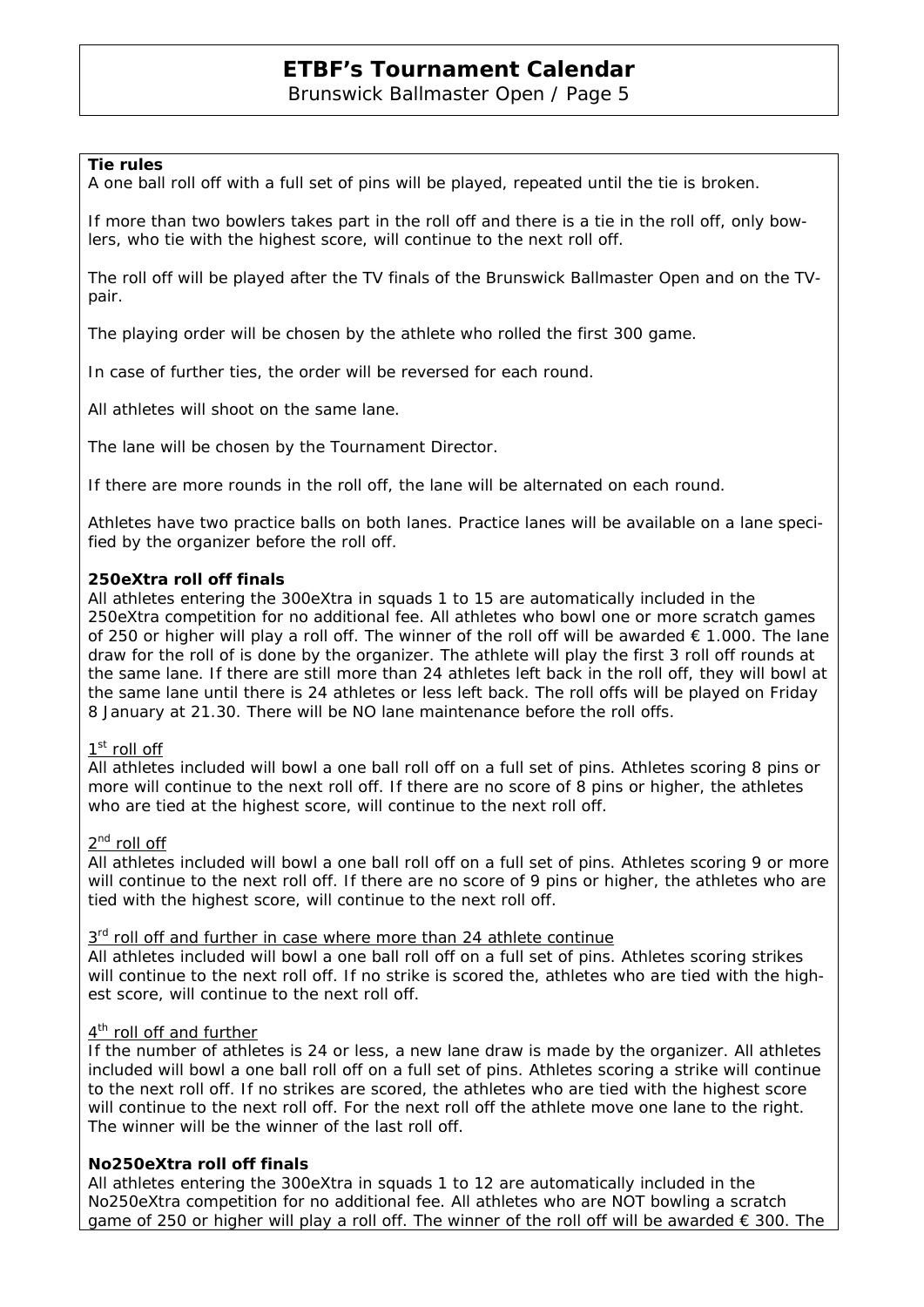**Tie rules**

A one ball roll off with a full set of pins will be played, repeated until the tie is broken.

If more than two bowlers takes part in the roll off and there is a tie in the roll off, only bowlers, who tie with the highest score, will continue to the next roll off.

The roll off will be played after the TV finals of the Brunswick Ballmaster Open and on the TV-pair.

The playing order will be chosen by the athlete who rolled the first 300 game.

In case of further ties, the order will be reversed for each round.

All athletes will shoot on the same lane.

The lane will be chosen by the Tournament Director.

If there are more rounds in the roll off, the lane will be alternated on each round.

Athletes have two practice balls on both lanes. Practice lanes will be available on a lane specified by the organizer before the roll off.

**250eXtra roll off finals**

All athletes entering the 300eXtra in squads 1 to 15 are automatically included in the 250eXtra competition for no additional fee. All athletes who bowl one or more scratch games of 250 or higher will play a roll off. The winner of the roll off will be awarded € 1.000. The lane draw for the roll of is done by the organizer. The athlete will play the first 3 roll off rounds at the same lane. If there are still more than 24 athletes left back in the roll off, they will bowl at the same lane until there is 24 athletes or less left back. The roll offs will be played on Friday 8 January at 21.30. There will be NO lane maintenance before the roll offs.

1st roll off

All athletes included will bowl a one ball roll off on a full set of pins. Athletes scoring 8 pins or more will continue to the next roll off. If there are no score of 8 pins or higher, the athletes who are tied at the highest score, will continue to the next roll off.

2nd roll off

All athletes included will bowl a one ball roll off on a full set of pins. Athletes scoring 9 or more will continue to the next roll off. If there are no score of 9 pins or higher, the athletes who are tied with the highest score, will continue to the next roll off.

3rd roll off and further in case where more than 24 athlete continue

All athletes included will bowl a one ball roll off on a full set of pins. Athletes scoring strikes will continue to the next roll off. If no strike is scored the, athletes who are tied with the highest score, will continue to the next roll off.

4th roll off and further

If the number of athletes is 24 or less, a new lane draw is made by the organizer. All athletes included will bowl a one ball roll off on a full set of pins. Athletes scoring a strike will continue to the next roll off. If no strikes are scored, the athletes who are tied with the highest score will continue to the next roll off. For the next roll off the athlete move one lane to the right. The winner will be the winner of the last roll off.

**No250eXtra roll off finals**

All athletes entering the 300eXtra in squads 1 to 12 are automatically included in the No250eXtra competition for no additional fee. All athletes who are NOT bowling a scratch game of 250 or higher will play a roll off. The winner of the roll off will be awarded € 300. The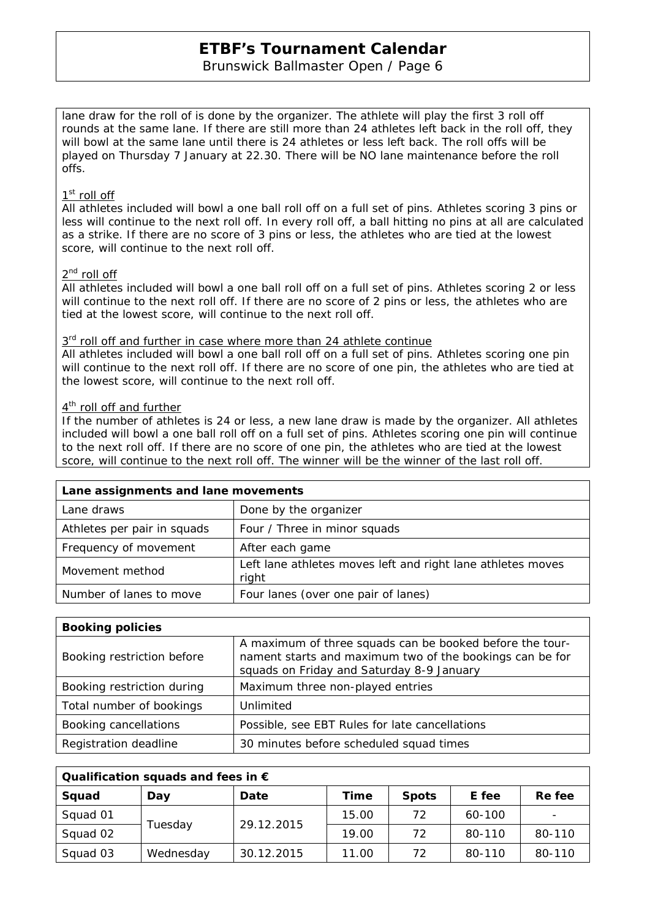lane draw for the roll of is done by the organizer. The athlete will play the first 3 roll off rounds at the same lane. If there are still more than 24 athletes left back in the roll off, they will bowl at the same lane until there is 24 athletes or less left back. The roll offs will be played on Thursday 7 January at 22.30. There will be NO lane maintenance before the roll offs.

1st roll off

All athletes included will bowl a one ball roll off on a full set of pins. Athletes scoring 3 pins or less will continue to the next roll off. In every roll off, a ball hitting no pins at all are calculated as a strike. If there are no score of 3 pins or less, the athletes who are tied at the lowest score, will continue to the next roll off.

2nd roll off

All athletes included will bowl a one ball roll off on a full set of pins. Athletes scoring 2 or less will continue to the next roll off. If there are no score of 2 pins or less, the athletes who are tied at the lowest score, will continue to the next roll off.

3rd roll off and further in case where more than 24 athlete continue

All athletes included will bowl a one ball roll off on a full set of pins. Athletes scoring one pin will continue to the next roll off. If there are no score of one pin, the athletes who are tied at the lowest score, will continue to the next roll off.

4th roll off and further

If the number of athletes is 24 or less, a new lane draw is made by the organizer. All athletes included will bowl a one ball roll off on a full set of pins. Athletes scoring one pin will continue to the next roll off. If there are no score of one pin, the athletes who are tied at the lowest score, will continue to the next roll off. The winner will be the winner of the last roll off.

| Lane assignments and lane movements | |
|---|---|
| Lane draws | Done by the organizer |
| Athletes per pair in squads | Four / Three in minor squads |
| Frequency of movement | After each game |
| Movement method | Left lane athletes moves left and right lane athletes moves right |
| Number of lanes to move | Four lanes (over one pair of lanes) |

| Booking policies | |
|---|---|
| Booking restriction before | A maximum of three squads can be booked before the tournament starts and maximum two of the bookings can be for squads on Friday and Saturday 8-9 January |
| Booking restriction during | Maximum three non-played entries |
| Total number of bookings | Unlimited |
| Booking cancellations | Possible, see EBT Rules for late cancellations |
| Registration deadline | 30 minutes before scheduled squad times |

| Qualification squads and fees in € | | | | | | |
|---|---|---|---|---|---|---|
| Squad | Day | Date | Time | Spots | E fee | Re fee |
| Squad 01 | Tuesday | 29.12.2015 | 15.00 | 72 | 60-100 | - |
| Squad 02 | | | 19.00 | 72 | 80-110 | 80-110 |
| Squad 03 | Wednesday | 30.12.2015 | 11.00 | 72 | 80-110 | 80-110 |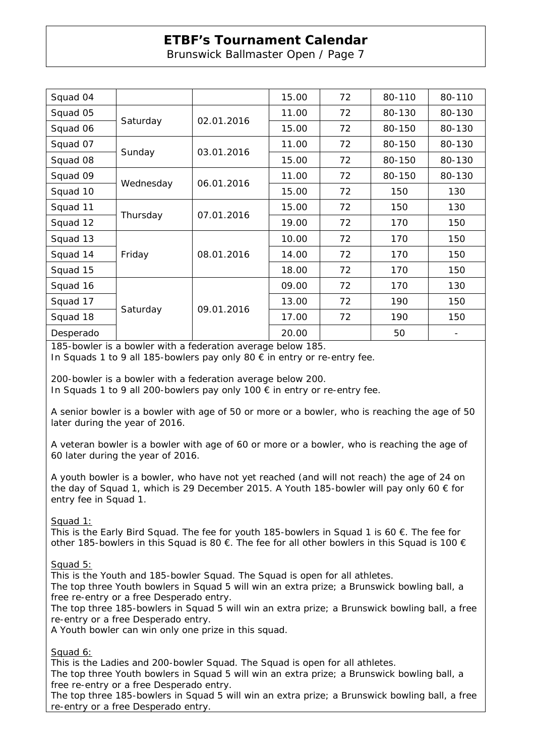| Squad 04 | | | 15.00 | 72 | 80-110 | 80-110 |
|---|---|---|---|---|---|---|
| Squad 05 | Saturday | 02.01.2016 | 11.00 | 72 | 80-130 | 80-130 |
| Squad 06 | | | 15.00 | 72 | 80-150 | 80-130 |
| Squad 07 | Sunday | 03.01.2016 | 11.00 | 72 | 80-150 | 80-130 |
| Squad 08 | | | 15.00 | 72 | 80-150 | 80-130 |
| Squad 09 | Wednesday | 06.01.2016 | 11.00 | 72 | 80-150 | 80-130 |
| Squad 10 | | | 15.00 | 72 | 150 | 130 |
| Squad 11 | Thursday | 07.01.2016 | 15.00 | 72 | 150 | 130 |
| Squad 12 | | | 19.00 | 72 | 170 | 150 |
| Squad 13 | Friday | 08.01.2016 | 10.00 | 72 | 170 | 150 |
| Squad 14 | | | 14.00 | 72 | 170 | 150 |
| Squad 15 | | | 18.00 | 72 | 170 | 150 |
| Squad 16 | Saturday | 09.01.2016 | 09.00 | 72 | 170 | 130 |
| Squad 17 | | | 13.00 | 72 | 190 | 150 |
| Squad 18 | | | 17.00 | 72 | 190 | 150 |
| Desperado | | | 20.00 | | 50 | - |

185-bowler is a bowler with a federation average below 185.
In Squads 1 to 9 all 185-bowlers pay only 80 € in entry or re-entry fee.

200-bowler is a bowler with a federation average below 200.
In Squads 1 to 9 all 200-bowlers pay only 100 € in entry or re-entry fee.

A senior bowler is a bowler with age of 50 or more or a bowler, who is reaching the age of 50 later during the year of 2016.

A veteran bowler is a bowler with age of 60 or more or a bowler, who is reaching the age of 60 later during the year of 2016.

A youth bowler is a bowler, who have not yet reached (and will not reach) the age of 24 on the day of Squad 1, which is 29 December 2015. A Youth 185-bowler will pay only 60 € for entry fee in Squad 1.

<u>Squad 1:</u>
This is the Early Bird Squad. The fee for youth 185-bowlers in Squad 1 is 60 €. The fee for other 185-bowlers in this Squad is 80 €. The fee for all other bowlers in this Squad is 100 €

<u>Squad 5:</u>
This is the Youth and 185-bowler Squad. The Squad is open for all athletes.
The top three Youth bowlers in Squad 5 will win an extra prize; a Brunswick bowling ball, a free re-entry or a free Desperado entry.
The top three 185-bowlers in Squad 5 will win an extra prize; a Brunswick bowling ball, a free re-entry or a free Desperado entry.
A Youth bowler can win only one prize in this squad.

<u>Squad 6:</u>
This is the Ladies and 200-bowler Squad. The Squad is open for all athletes.
The top three Youth bowlers in Squad 5 will win an extra prize; a Brunswick bowling ball, a free re-entry or a free Desperado entry.
The top three 185-bowlers in Squad 5 will win an extra prize; a Brunswick bowling ball, a free re-entry or a free Desperado entry.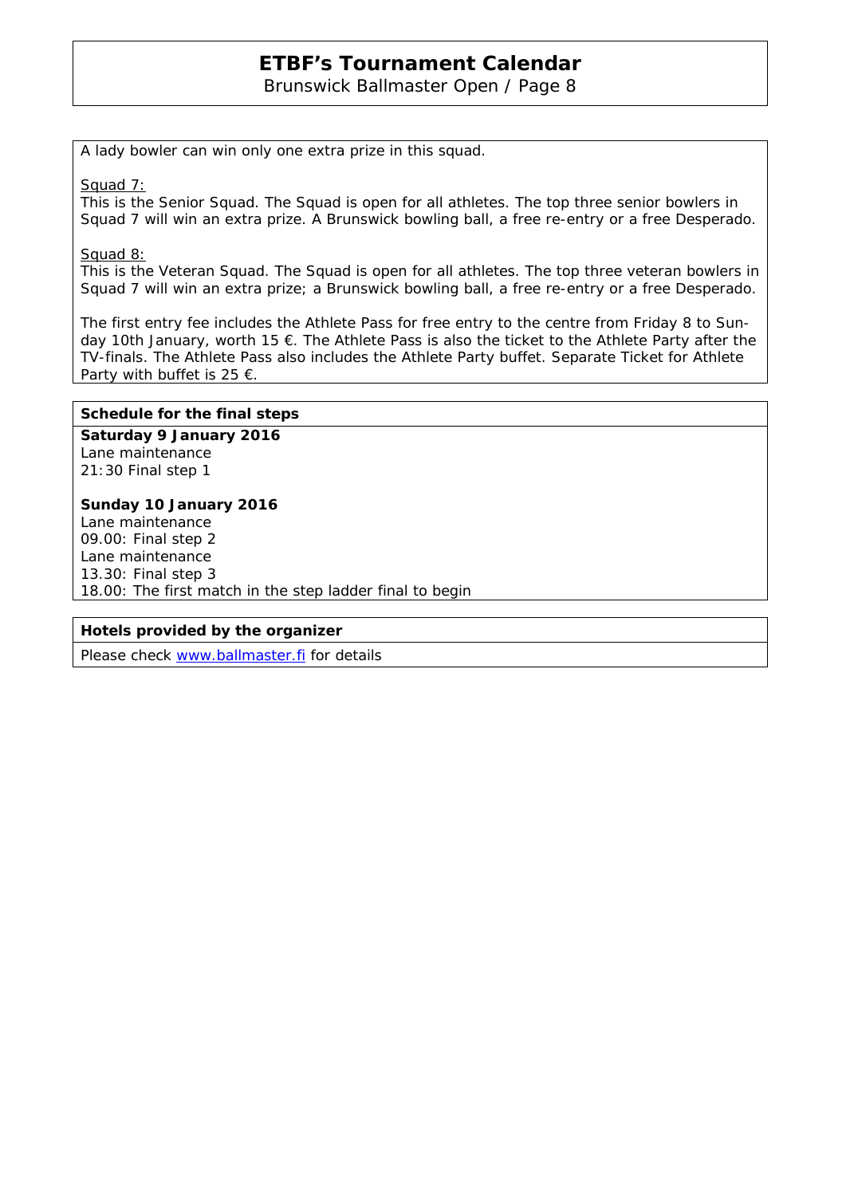A lady bowler can win only one extra prize in this squad.

Squad 7:

This is the Senior Squad. The Squad is open for all athletes. The top three senior bowlers in Squad 7 will win an extra prize. A Brunswick bowling ball, a free re-entry or a free Desperado.

Squad 8:

This is the Veteran Squad. The Squad is open for all athletes. The top three veteran bowlers in Squad 7 will win an extra prize; a Brunswick bowling ball, a free re-entry or a free Desperado.

The first entry fee includes the Athlete Pass for free entry to the centre from Friday 8 to Sunday 10th January, worth 15 €. The Athlete Pass is also the ticket to the Athlete Party after the TV-finals. The Athlete Pass also includes the Athlete Party buffet. Separate Ticket for Athlete Party with buffet is 25 €.

**Schedule for the final steps**

**Saturday 9 January 2016**

Lane maintenance
21:30 Final step 1

**Sunday 10 January 2016**

Lane maintenance
09.00: Final step 2
Lane maintenance
13.30: Final step 3
18.00: The first match in the step ladder final to begin

**Hotels provided by the organizer**

Please check www.ballmaster.fi for details